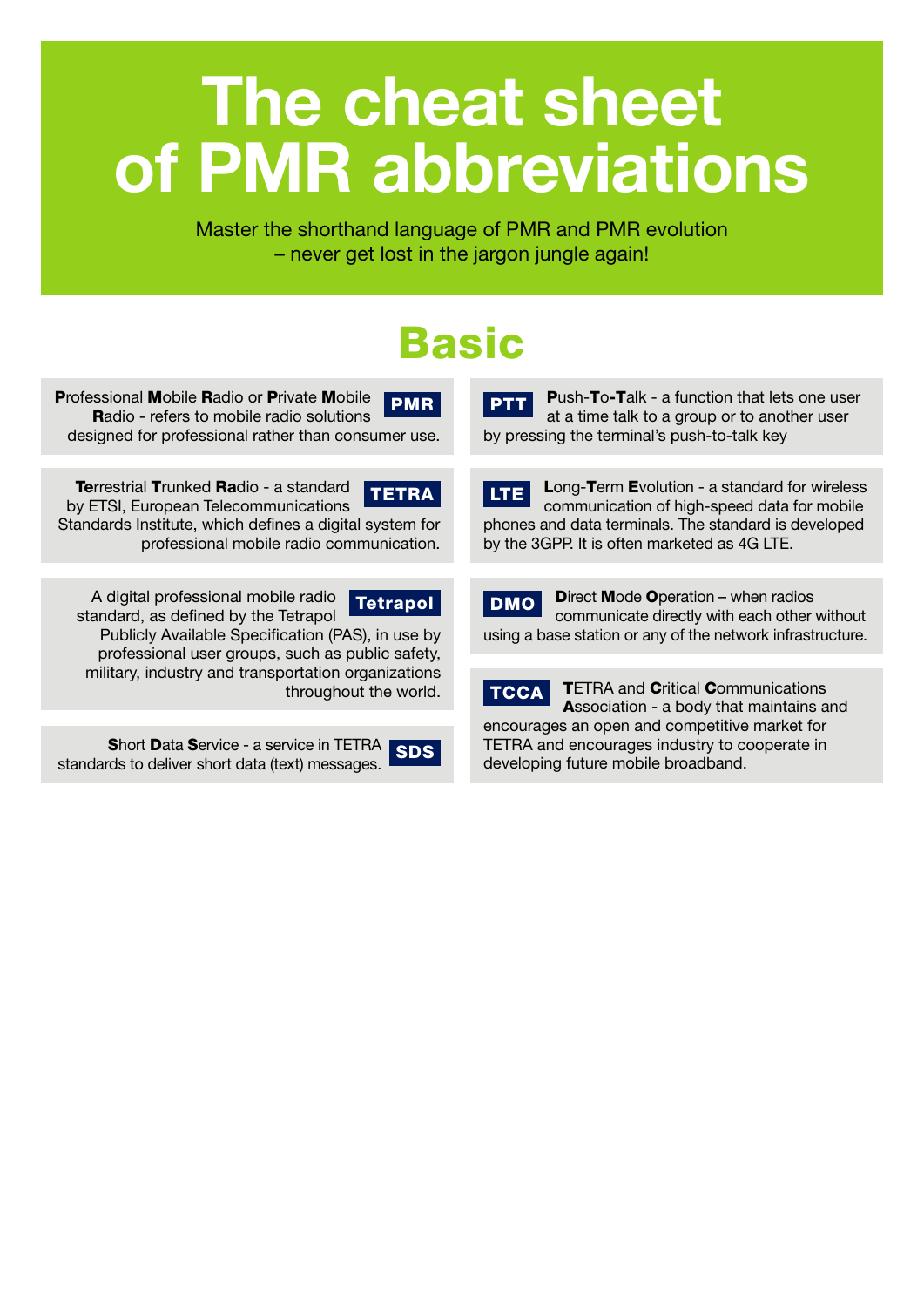# The cheat sheet of PMR abbreviations

Master the shorthand language of PMR and PMR evolution – never get lost in the jargon jungle again!

## Basic

**PMR**

**P**rofessional **M**obile **R**adio or **P**rivate **M**obile **R**adio - refers to mobile radio solutions designed for professional rather than consumer use.

**TETRA**

**Te**rrestrial **T**runked **Ra**dio - a standard by ETSI, European Telecommunications Standards Institute, which defines a digital system for professional mobile radio communication.

**Tetrapol**

A digital professional mobile radio standard, as defined by the Tetrapol Publicly Available Specification (PAS), in use by professional user groups, such as public safety, military, industry and transportation organizations throughout the world.

**SDS**

**S**hort **D**ata **S**ervice - a service in TETRA standards to deliver short data (text) messages.

**PTT**

**P**ush-**T**o-**T**alk - a function that lets one user at a time talk to a group or to another user by pressing the terminal's push-to-talk key

**LTE**

**L**ong-**T**erm **E**volution - a standard for wireless communication of high-speed data for mobile phones and data terminals. The standard is developed by the 3GPP. It is often marketed as 4G LTE.

**DMO**

**D**irect **M**ode **O**peration – when radios communicate directly with each other without using a base station or any of the network infrastructure.

**TCCA**

**T**ETRA and **C**ritical **C**ommunications **A**ssociation - a body that maintains and encourages an open and competitive market for TETRA and encourages industry to cooperate in developing future mobile broadband.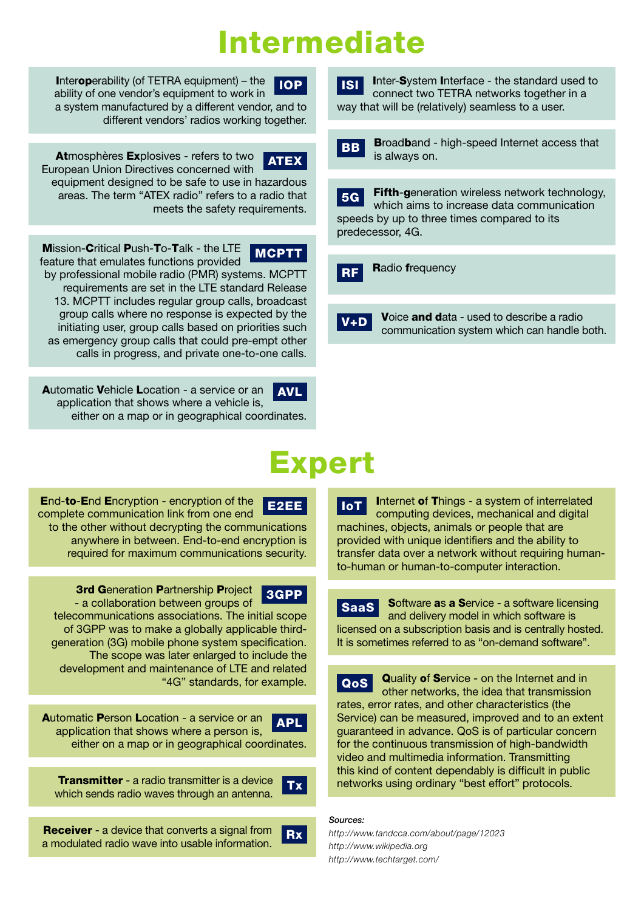# Intermediate

**IOP**

**Inter**o**p**erability (of TETRA equipment) – the ability of one vendor's equipment to work in a system manufactured by a different vendor, and to different vendors' radios working together.

**ATEX**

**At**mosphères **Ex**plosives - refers to two European Union Directives concerned with equipment designed to be safe to use in hazardous areas. The term "ATEX radio" refers to a radio that meets the safety requirements.

**MCPTT**

**M**ission-**C**ritical **P**ush-**T**o-**T**alk - the LTE feature that emulates functions provided by professional mobile radio (PMR) systems. MCPTT requirements are set in the LTE standard Release 13. MCPTT includes regular group calls, broadcast group calls where no response is expected by the initiating user, group calls based on priorities such as emergency group calls that could pre-empt other calls in progress, and private one-to-one calls.

**AVL**

**A**utomatic **V**ehicle **L**ocation - a service or an application that shows where a vehicle is, either on a map or in geographical coordinates.

**ISI**

**I**nter-**S**ystem **I**nterface - the standard used to connect two TETRA networks together in a way that will be (relatively) seamless to a user.

**BB**

**B**road**b**and - high-speed Internet access that is always on.

**5G**

**Fifth**-**g**eneration wireless network technology, which aims to increase data communication speeds by up to three times compared to its predecessor, 4G.

**RF**

**R**adio **f**requency

**V+D**

**V**oice **and d**ata - used to describe a radio communication system which can handle both.

# Expert

**E2EE**

**E**nd-**to**-**E**nd **E**ncryption - encryption of the complete communication link from one end to the other without decrypting the communications anywhere in between. End-to-end encryption is required for maximum communications security.

**3GPP**

**3rd G**eneration **P**artnership **P**roject - a collaboration between groups of telecommunications associations. The initial scope of 3GPP was to make a globally applicable third-generation (3G) mobile phone system specification. The scope was later enlarged to include the development and maintenance of LTE and related "4G" standards, for example.

**APL**

**A**utomatic **P**erson **L**ocation - a service or an application that shows where a person is, either on a map or in geographical coordinates.

**Tx**

**Transmitter** - a radio transmitter is a device which sends radio waves through an antenna.

**Rx**

**Receiver** - a device that converts a signal from a modulated radio wave into usable information.

**IoT**

**I**nternet **o**f **T**hings - a system of interrelated computing devices, mechanical and digital machines, objects, animals or people that are provided with unique identifiers and the ability to transfer data over a network without requiring human-to-human or human-to-computer interaction.

**SaaS**

**S**oftware **a**s **a S**ervice - a software licensing and delivery model in which software is licensed on a subscription basis and is centrally hosted. It is sometimes referred to as "on-demand software".

**QoS**

**Q**uality **o**f **S**ervice - on the Internet and in other networks, the idea that transmission rates, error rates, and other characteristics (the Service) can be measured, improved and to an extent guaranteed in advance. QoS is of particular concern for the continuous transmission of high-bandwidth video and multimedia information. Transmitting this kind of content dependably is difficult in public networks using ordinary "best effort" protocols.

***Sources:***

*http://www.tandcca.com/about/page/12023*
*http://www.wikipedia.org*
*http://www.techtarget.com/*